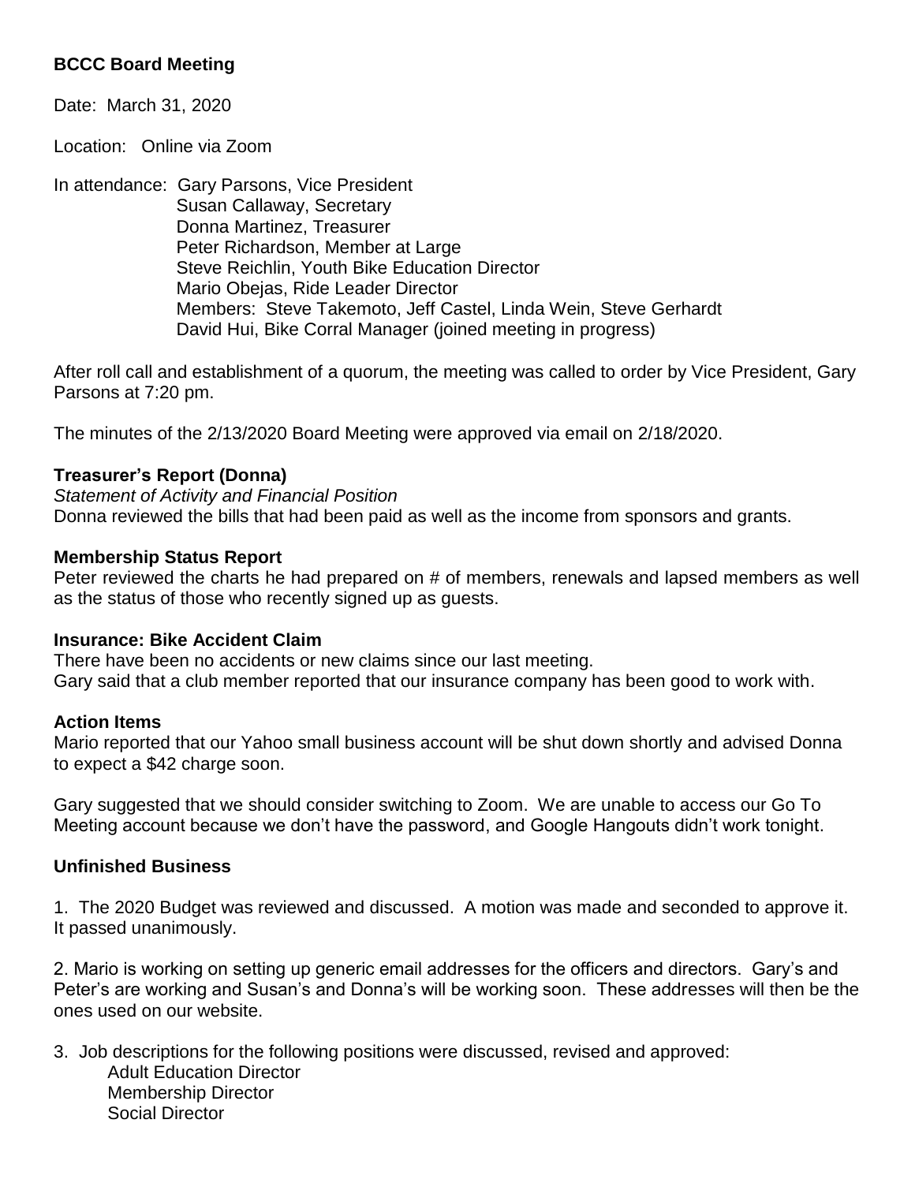**BCCC Board Meeting**

Date: March 31, 2020

Location: Online via Zoom

In attendance: Gary Parsons, Vice President
Susan Callaway, Secretary
Donna Martinez, Treasurer
Peter Richardson, Member at Large
Steve Reichlin, Youth Bike Education Director
Mario Obejas, Ride Leader Director
Members: Steve Takemoto, Jeff Castel, Linda Wein, Steve Gerhardt
David Hui, Bike Corral Manager (joined meeting in progress)

After roll call and establishment of a quorum, the meeting was called to order by Vice President, Gary Parsons at 7:20 pm.

The minutes of the 2/13/2020 Board Meeting were approved via email on 2/18/2020.

**Treasurer's Report (Donna)**

*Statement of Activity and Financial Position*

Donna reviewed the bills that had been paid as well as the income from sponsors and grants.

**Membership Status Report**

Peter reviewed the charts he had prepared on # of members, renewals and lapsed members as well as the status of those who recently signed up as guests.

**Insurance: Bike Accident Claim**

There have been no accidents or new claims since our last meeting.
Gary said that a club member reported that our insurance company has been good to work with.

**Action Items**

Mario reported that our Yahoo small business account will be shut down shortly and advised Donna to expect a $42 charge soon.

Gary suggested that we should consider switching to Zoom. We are unable to access our Go To Meeting account because we don't have the password, and Google Hangouts didn't work tonight.

**Unfinished Business**

1. The 2020 Budget was reviewed and discussed. A motion was made and seconded to approve it. It passed unanimously.

2. Mario is working on setting up generic email addresses for the officers and directors. Gary's and Peter's are working and Susan's and Donna's will be working soon. These addresses will then be the ones used on our website.

3. Job descriptions for the following positions were discussed, revised and approved:
   - Adult Education Director
   - Membership Director
   - Social Director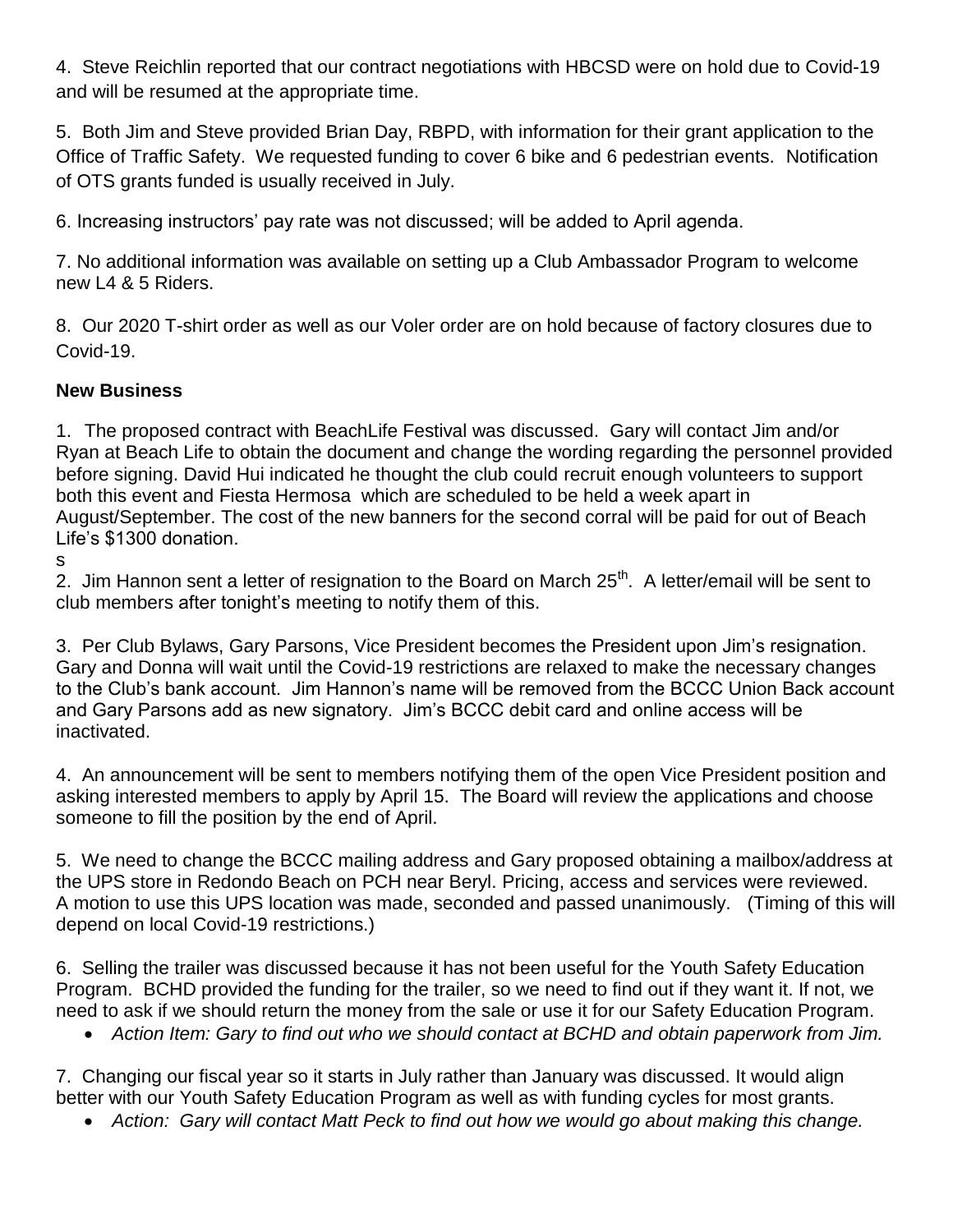4. Steve Reichlin reported that our contract negotiations with HBCSD were on hold due to Covid-19 and will be resumed at the appropriate time.

5. Both Jim and Steve provided Brian Day, RBPD, with information for their grant application to the Office of Traffic Safety. We requested funding to cover 6 bike and 6 pedestrian events. Notification of OTS grants funded is usually received in July.

6. Increasing instructors' pay rate was not discussed; will be added to April agenda.

7. No additional information was available on setting up a Club Ambassador Program to welcome new L4 & 5 Riders.

8. Our 2020 T-shirt order as well as our Voler order are on hold because of factory closures due to Covid-19.

**New Business**

1. The proposed contract with BeachLife Festival was discussed. Gary will contact Jim and/or Ryan at Beach Life to obtain the document and change the wording regarding the personnel provided before signing. David Hui indicated he thought the club could recruit enough volunteers to support both this event and Fiesta Hermosa which are scheduled to be held a week apart in August/September. The cost of the new banners for the second corral will be paid for out of Beach Life's $1300 donation.
s

2. Jim Hannon sent a letter of resignation to the Board on March 25th. A letter/email will be sent to club members after tonight's meeting to notify them of this.

3. Per Club Bylaws, Gary Parsons, Vice President becomes the President upon Jim's resignation. Gary and Donna will wait until the Covid-19 restrictions are relaxed to make the necessary changes to the Club's bank account. Jim Hannon's name will be removed from the BCCC Union Back account and Gary Parsons add as new signatory. Jim's BCCC debit card and online access will be inactivated.

4. An announcement will be sent to members notifying them of the open Vice President position and asking interested members to apply by April 15. The Board will review the applications and choose someone to fill the position by the end of April.

5. We need to change the BCCC mailing address and Gary proposed obtaining a mailbox/address at the UPS store in Redondo Beach on PCH near Beryl. Pricing, access and services were reviewed. A motion to use this UPS location was made, seconded and passed unanimously. (Timing of this will depend on local Covid-19 restrictions.)

6. Selling the trailer was discussed because it has not been useful for the Youth Safety Education Program. BCHD provided the funding for the trailer, so we need to find out if they want it. If not, we need to ask if we should return the money from the sale or use it for our Safety Education Program.

- *Action Item: Gary to find out who we should contact at BCHD and obtain paperwork from Jim.*

7. Changing our fiscal year so it starts in July rather than January was discussed. It would align better with our Youth Safety Education Program as well as with funding cycles for most grants.

- *Action: Gary will contact Matt Peck to find out how we would go about making this change.*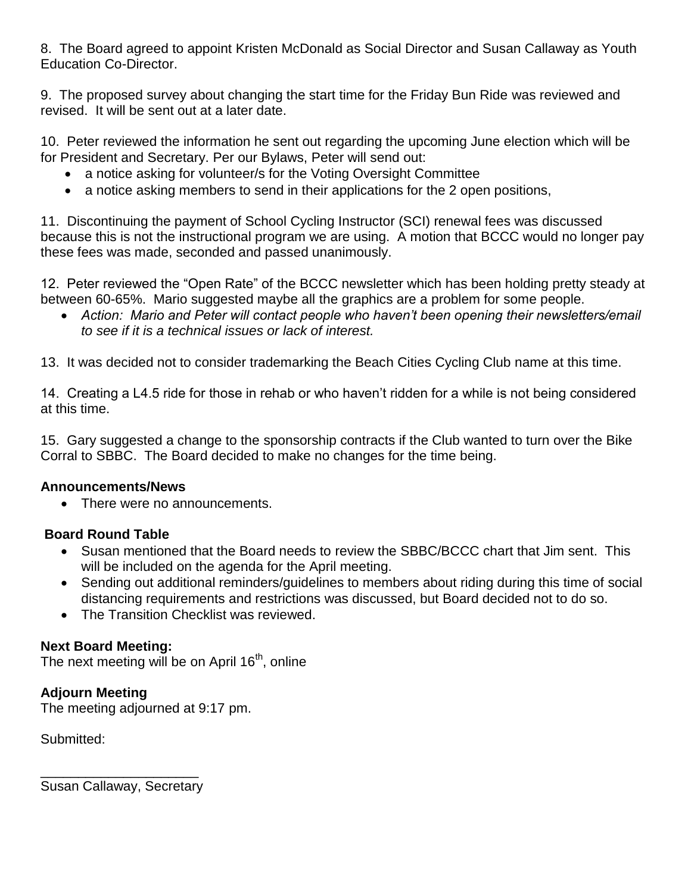8. The Board agreed to appoint Kristen McDonald as Social Director and Susan Callaway as Youth Education Co-Director.

9. The proposed survey about changing the start time for the Friday Bun Ride was reviewed and revised. It will be sent out at a later date.

10. Peter reviewed the information he sent out regarding the upcoming June election which will be for President and Secretary. Per our Bylaws, Peter will send out:

- a notice asking for volunteer/s for the Voting Oversight Committee
- a notice asking members to send in their applications for the 2 open positions,

11. Discontinuing the payment of School Cycling Instructor (SCI) renewal fees was discussed because this is not the instructional program we are using. A motion that BCCC would no longer pay these fees was made, seconded and passed unanimously.

12. Peter reviewed the "Open Rate" of the BCCC newsletter which has been holding pretty steady at between 60-65%. Mario suggested maybe all the graphics are a problem for some people.

- *Action: Mario and Peter will contact people who haven't been opening their newsletters/email to see if it is a technical issues or lack of interest.*

13. It was decided not to consider trademarking the Beach Cities Cycling Club name at this time.

14. Creating a L4.5 ride for those in rehab or who haven't ridden for a while is not being considered at this time.

15. Gary suggested a change to the sponsorship contracts if the Club wanted to turn over the Bike Corral to SBBC. The Board decided to make no changes for the time being.

**Announcements/News**

- There were no announcements.

**Board Round Table**

- Susan mentioned that the Board needs to review the SBBC/BCCC chart that Jim sent. This will be included on the agenda for the April meeting.
- Sending out additional reminders/guidelines to members about riding during this time of social distancing requirements and restrictions was discussed, but Board decided not to do so.
- The Transition Checklist was reviewed.

**Next Board Meeting:**
The next meeting will be on April 16th, online

**Adjourn Meeting**
The meeting adjourned at 9:17 pm.

Submitted:

______________________
Susan Callaway, Secretary